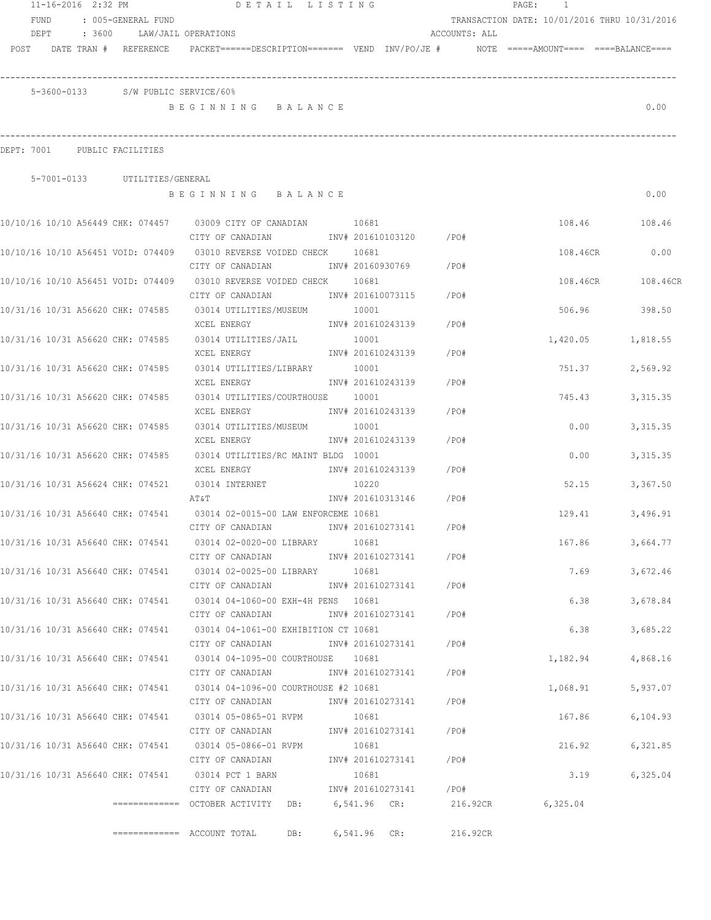11-16-2016 2:32 PM — DETAIL LISTING

FUND : 005-GENERAL FUND — TRANSACTION DATE: 10/01/2016 THRU 10/31/2016

DEPT : 3600 LAW/JAIL OPERATIONS — ACCOUNTS: ALL

| POST | DATE TRAN # | REFERENCE | PACKET======DESCRIPTION======= | VEND | INV/PO/JE # | NOTE | =====AMOUNT==== | ====BALANCE==== |
|---|---|---|---|---|---|---|---|---|

**5-3600-0133 S/W PUBLIC SERVICE/60%**

B E G I N N I N G   B A L A N C E — 0.00

## DEPT: 7001 PUBLIC FACILITIES

**5-7001-0133 UTILITIES/GENERAL**

B E G I N N I N G   B A L A N C E — 0.00

| POST | DATE TRAN # | REFERENCE | PACKET/DESCRIPTION | VEND | INV/PO/JE # | AMOUNT | BALANCE |
|---|---|---|---|---|---|---|---|
| 10/10/16 | 10/10 A56449 | CHK: 074457 | 03009 CITY OF CANADIAN / CITY OF CANADIAN | 10681 | INV# 201610103120 /PO# | 108.46 | 108.46 |
| 10/10/16 | 10/10 A56451 | VOID: 074409 | 03010 REVERSE VOIDED CHECK / CITY OF CANADIAN | 10681 | INV# 20160930769 /PO# | 108.46CR | 0.00 |
| 10/10/16 | 10/10 A56451 | VOID: 074409 | 03010 REVERSE VOIDED CHECK / CITY OF CANADIAN | 10681 | INV# 201610073115 /PO# | 108.46CR | 108.46CR |
| 10/31/16 | 10/31 A56620 | CHK: 074585 | 03014 UTILITIES/MUSEUM / XCEL ENERGY | 10001 | INV# 201610243139 /PO# | 506.96 | 398.50 |
| 10/31/16 | 10/31 A56620 | CHK: 074585 | 03014 UTILITIES/JAIL / XCEL ENERGY | 10001 | INV# 201610243139 /PO# | 1,420.05 | 1,818.55 |
| 10/31/16 | 10/31 A56620 | CHK: 074585 | 03014 UTILITIES/LIBRARY / XCEL ENERGY | 10001 | INV# 201610243139 /PO# | 751.37 | 2,569.92 |
| 10/31/16 | 10/31 A56620 | CHK: 074585 | 03014 UTILITIES/COURTHOUSE / XCEL ENERGY | 10001 | INV# 201610243139 /PO# | 745.43 | 3,315.35 |
| 10/31/16 | 10/31 A56620 | CHK: 074585 | 03014 UTILITIES/MUSEUM / XCEL ENERGY | 10001 | INV# 201610243139 /PO# | 0.00 | 3,315.35 |
| 10/31/16 | 10/31 A56620 | CHK: 074585 | 03014 UTILITIES/RC MAINT BLDG / XCEL ENERGY | 10001 | INV# 201610243139 /PO# | 0.00 | 3,315.35 |
| 10/31/16 | 10/31 A56624 | CHK: 074521 | 03014 INTERNET / AT&T | 10220 | INV# 201610313146 /PO# | 52.15 | 3,367.50 |
| 10/31/16 | 10/31 A56640 | CHK: 074541 | 03014 02-0015-00 LAW ENFORCEME / CITY OF CANADIAN | 10681 | INV# 201610273141 /PO# | 129.41 | 3,496.91 |
| 10/31/16 | 10/31 A56640 | CHK: 074541 | 03014 02-0020-00 LIBRARY / CITY OF CANADIAN | 10681 | INV# 201610273141 /PO# | 167.86 | 3,664.77 |
| 10/31/16 | 10/31 A56640 | CHK: 074541 | 03014 02-0025-00 LIBRARY / CITY OF CANADIAN | 10681 | INV# 201610273141 /PO# | 7.69 | 3,672.46 |
| 10/31/16 | 10/31 A56640 | CHK: 074541 | 03014 04-1060-00 EXH-4H PENS / CITY OF CANADIAN | 10681 | INV# 201610273141 /PO# | 6.38 | 3,678.84 |
| 10/31/16 | 10/31 A56640 | CHK: 074541 | 03014 04-1061-00 EXHIBITION CT / CITY OF CANADIAN | 10681 | INV# 201610273141 /PO# | 6.38 | 3,685.22 |
| 10/31/16 | 10/31 A56640 | CHK: 074541 | 03014 04-1095-00 COURTHOUSE / CITY OF CANADIAN | 10681 | INV# 201610273141 /PO# | 1,182.94 | 4,868.16 |
| 10/31/16 | 10/31 A56640 | CHK: 074541 | 03014 04-1096-00 COURTHOUSE #2 / CITY OF CANADIAN | 10681 | INV# 201610273141 /PO# | 1,068.91 | 5,937.07 |
| 10/31/16 | 10/31 A56640 | CHK: 074541 | 03014 05-0865-01 RVPM / CITY OF CANADIAN | 10681 | INV# 201610273141 /PO# | 167.86 | 6,104.93 |
| 10/31/16 | 10/31 A56640 | CHK: 074541 | 03014 05-0866-01 RVPM / CITY OF CANADIAN | 10681 | INV# 201610273141 /PO# | 216.92 | 6,321.85 |
| 10/31/16 | 10/31 A56640 | CHK: 074541 | 03014 PCT 1 BARN / CITY OF CANADIAN | 10681 | INV# 201610273141 /PO# | 3.19 | 6,325.04 |

============= OCTOBER ACTIVITY DB: 6,541.96 CR: 216.92CR 6,325.04

============= ACCOUNT TOTAL DB: 6,541.96 CR: 216.92CR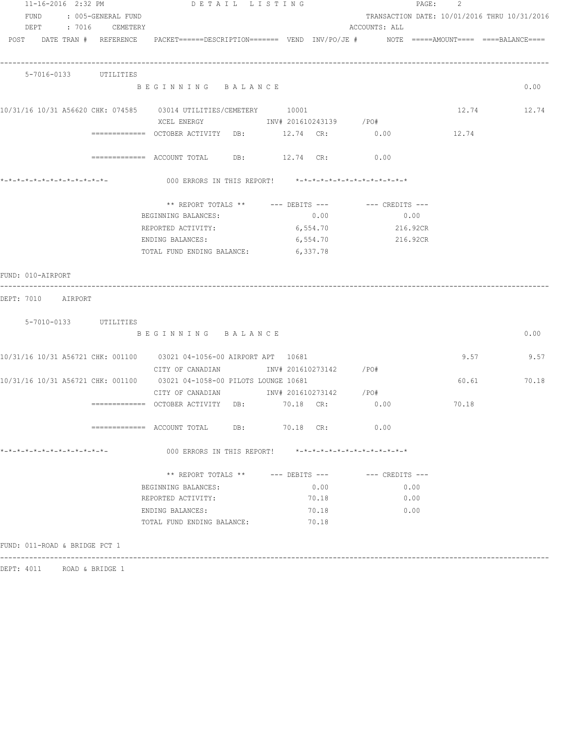11-16-2016 2:32 PM DETAIL LISTING

FUND : 005-GENERAL FUND TRANSACTION DATE: 10/01/2016 THRU 10/31/2016

DEPT : 7016 CEMETERY ACCOUNTS: ALL

POST DATE TRAN # REFERENCE PACKET======DESCRIPTION======= VEND INV/PO/JE # NOTE =====AMOUNT==== ====BALANCE====

---

5-7016-0133 UTILITIES

BEGINNING BALANCE 0.00

| POST | DATE | TRAN # | REFERENCE | PACKET | DESCRIPTION | VEND | INV/PO/JE # | AMOUNT | BALANCE |
|---|---|---|---|---|---|---|---|---|---|
| 10/31/16 | 10/31 | A56620 | CHK: 074585 | 03014 | UTILITIES/CEMETERY | 10001 | | 12.74 | 12.74 |
| | | | | | XCEL ENERGY | | INV# 201610243139 /PO# | | |

============= OCTOBER ACTIVITY DB: 12.74 CR: 0.00 12.74

============= ACCOUNT TOTAL DB: 12.74 CR: 0.00

*-*-*-*-*-*-*-*-*-*-*-*-*- 000 ERRORS IN THIS REPORT! *-*-*-*-*-*-*-*-*-*-*-*-*-*

| ** REPORT TOTALS ** | --- DEBITS --- | --- CREDITS --- |
|---|---|---|
| BEGINNING BALANCES: | 0.00 | 0.00 |
| REPORTED ACTIVITY: | 6,554.70 | 216.92CR |
| ENDING BALANCES: | 6,554.70 | 216.92CR |
| TOTAL FUND ENDING BALANCE: | 6,337.78 | |

FUND: 010-AIRPORT

---

DEPT: 7010 AIRPORT

5-7010-0133 UTILITIES

BEGINNING BALANCE 0.00

| POST | DATE | TRAN # | REFERENCE | PACKET | DESCRIPTION | VEND | INV/PO/JE # | AMOUNT | BALANCE |
|---|---|---|---|---|---|---|---|---|---|
| 10/31/16 | 10/31 | A56721 | CHK: 001100 | 03021 | 04-1056-00 AIRPORT APT | 10681 | | 9.57 | 9.57 |
| | | | | | CITY OF CANADIAN | | INV# 201610273142 /PO# | | |
| 10/31/16 | 10/31 | A56721 | CHK: 001100 | 03021 | 04-1058-00 PILOTS LOUNGE | 10681 | | 60.61 | 70.18 |
| | | | | | CITY OF CANADIAN | | INV# 201610273142 /PO# | | |

============= OCTOBER ACTIVITY DB: 70.18 CR: 0.00 70.18

============= ACCOUNT TOTAL DB: 70.18 CR: 0.00

*-*-*-*-*-*-*-*-*-*-*-*-*- 000 ERRORS IN THIS REPORT! *-*-*-*-*-*-*-*-*-*-*-*-*-*

| ** REPORT TOTALS ** | --- DEBITS --- | --- CREDITS --- |
|---|---|---|
| BEGINNING BALANCES: | 0.00 | 0.00 |
| REPORTED ACTIVITY: | 70.18 | 0.00 |
| ENDING BALANCES: | 70.18 | 0.00 |
| TOTAL FUND ENDING BALANCE: | 70.18 | |

FUND: 011-ROAD & BRIDGE PCT 1

---

DEPT: 4011 ROAD & BRIDGE 1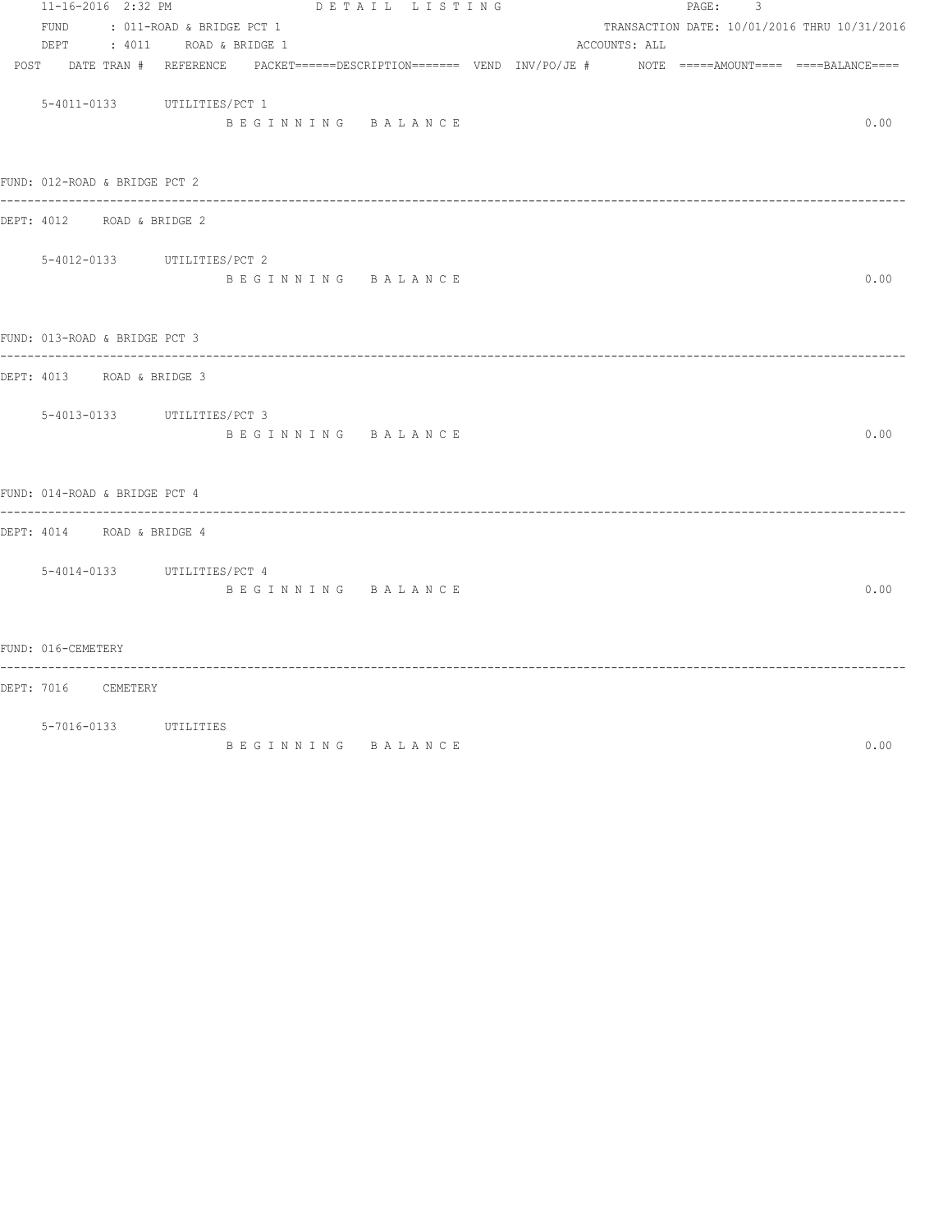FUND : 011-ROAD & BRIDGE PCT 1
DEPT : 4011 ROAD & BRIDGE 1

TRANSACTION DATE: 10/01/2016 THRU 10/31/2016
ACCOUNTS: ALL

| POST | DATE | TRAN # | REFERENCE | PACKET | DESCRIPTION | VEND | INV/PO/JE # | NOTE | AMOUNT | BALANCE |
|---|---|---|---|---|---|---|---|---|---|---|

5-4011-0133 UTILITIES/PCT 1

B E G I N N I N G   B A L A N C E — 0.00

FUND: 012-ROAD & BRIDGE PCT 2

DEPT: 4012 ROAD & BRIDGE 2

5-4012-0133 UTILITIES/PCT 2

B E G I N N I N G   B A L A N C E — 0.00

FUND: 013-ROAD & BRIDGE PCT 3

DEPT: 4013 ROAD & BRIDGE 3

5-4013-0133 UTILITIES/PCT 3

B E G I N N I N G   B A L A N C E — 0.00

FUND: 014-ROAD & BRIDGE PCT 4

DEPT: 4014 ROAD & BRIDGE 4

5-4014-0133 UTILITIES/PCT 4

B E G I N N I N G   B A L A N C E — 0.00

FUND: 016-CEMETERY

DEPT: 7016 CEMETERY

5-7016-0133 UTILITIES

B E G I N N I N G   B A L A N C E — 0.00